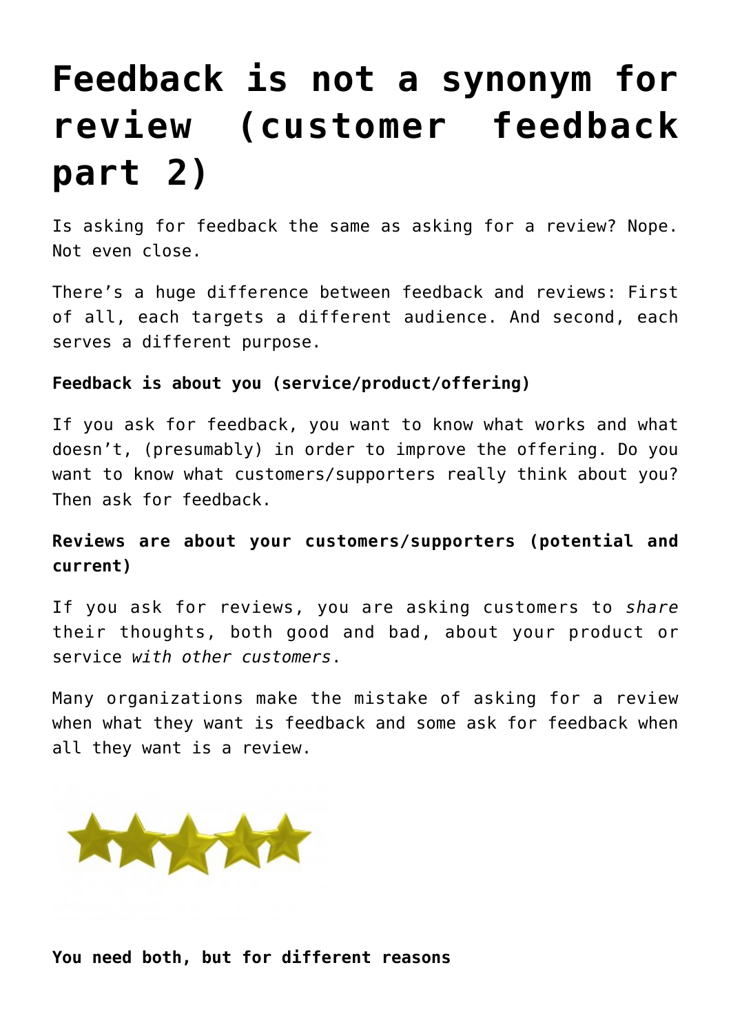# Feedback is not a synonym for review (customer feedback part 2)

Is asking for feedback the same as asking for a review? Nope. Not even close.

There's a huge difference between feedback and reviews: First of all, each targets a different audience. And second, each serves a different purpose.

**Feedback is about you (service/product/offering)**

If you ask for feedback, you want to know what works and what doesn't, (presumably) in order to improve the offering. Do you want to know what customers/supporters really think about you? Then ask for feedback.

**Reviews are about your customers/supporters (potential and current)**

If you ask for reviews, you are asking customers to *share* their thoughts, both good and bad, about your product or service *with other customers*.

Many organizations make the mistake of asking for a review when what they want is feedback and some ask for feedback when all they want is a review.

**You need both, but for different reasons**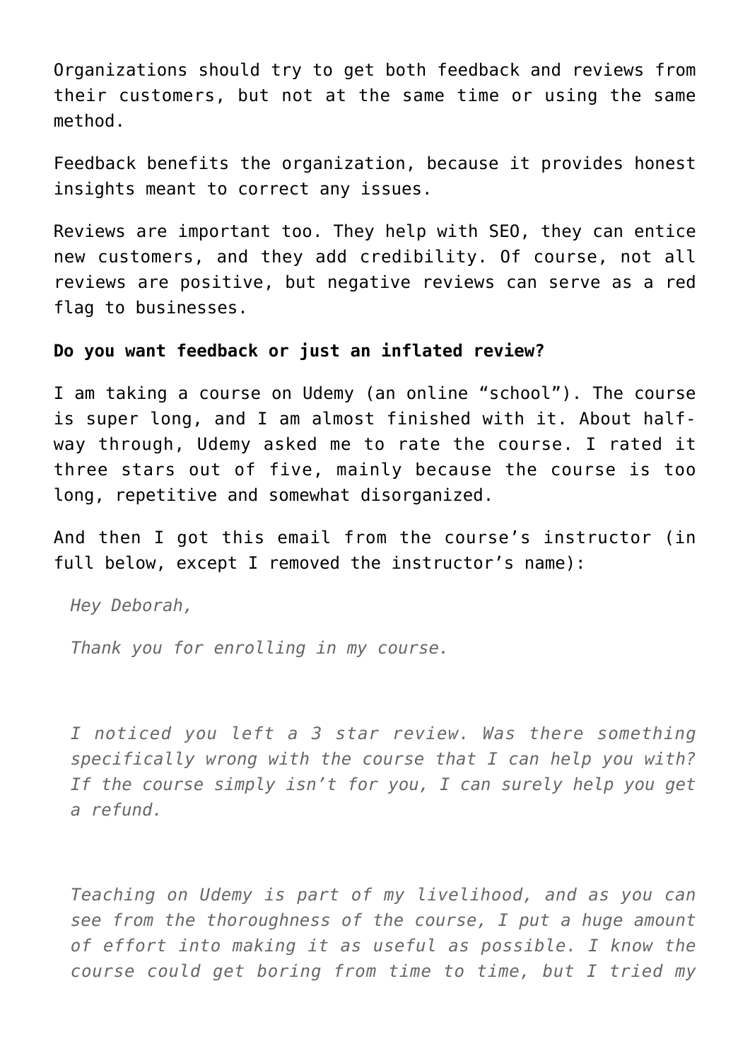Organizations should try to get both feedback and reviews from their customers, but not at the same time or using the same method.

Feedback benefits the organization, because it provides honest insights meant to correct any issues.

Reviews are important too. They help with SEO, they can entice new customers, and they add credibility. Of course, not all reviews are positive, but negative reviews can serve as a red flag to businesses.

**Do you want feedback or just an inflated review?**

I am taking a course on Udemy (an online "school"). The course is super long, and I am almost finished with it. About half-way through, Udemy asked me to rate the course. I rated it three stars out of five, mainly because the course is too long, repetitive and somewhat disorganized.

And then I got this email from the course's instructor (in full below, except I removed the instructor's name):

> *Hey Deborah,*
>
> *Thank you for enrolling in my course.*
>
> *I noticed you left a 3 star review. Was there something specifically wrong with the course that I can help you with? If the course simply isn't for you, I can surely help you get a refund.*
>
> *Teaching on Udemy is part of my livelihood, and as you can see from the thoroughness of the course, I put a huge amount of effort into making it as useful as possible. I know the course could get boring from time to time, but I tried my*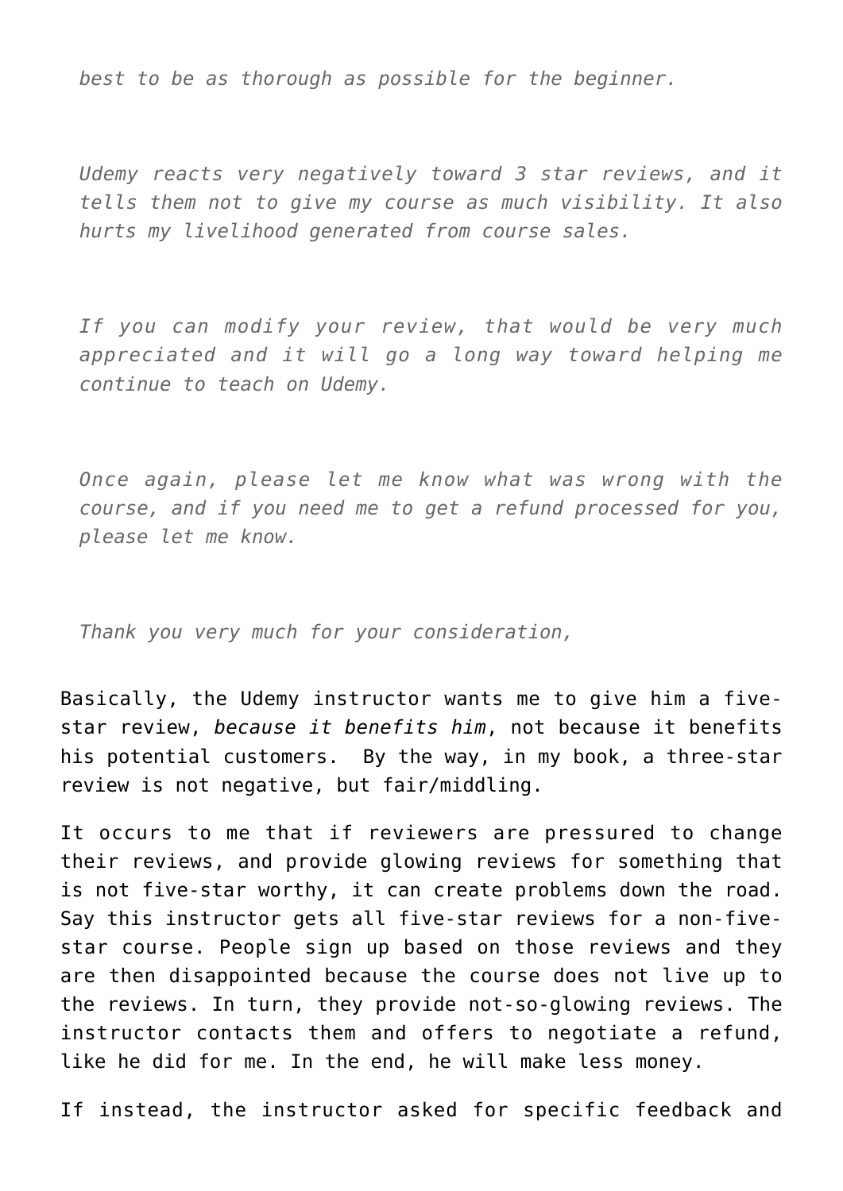*best to be as thorough as possible for the beginner.*

*Udemy reacts very negatively toward 3 star reviews, and it tells them not to give my course as much visibility. It also hurts my livelihood generated from course sales.*

*If you can modify your review, that would be very much appreciated and it will go a long way toward helping me continue to teach on Udemy.*

*Once again, please let me know what was wrong with the course, and if you need me to get a refund processed for you, please let me know.*

*Thank you very much for your consideration,*

Basically, the Udemy instructor wants me to give him a five-star review, *because it benefits him*, not because it benefits his potential customers. By the way, in my book, a three-star review is not negative, but fair/middling.

It occurs to me that if reviewers are pressured to change their reviews, and provide glowing reviews for something that is not five-star worthy, it can create problems down the road. Say this instructor gets all five-star reviews for a non-five-star course. People sign up based on those reviews and they are then disappointed because the course does not live up to the reviews. In turn, they provide not-so-glowing reviews. The instructor contacts them and offers to negotiate a refund, like he did for me. In the end, he will make less money.

If instead, the instructor asked for specific feedback and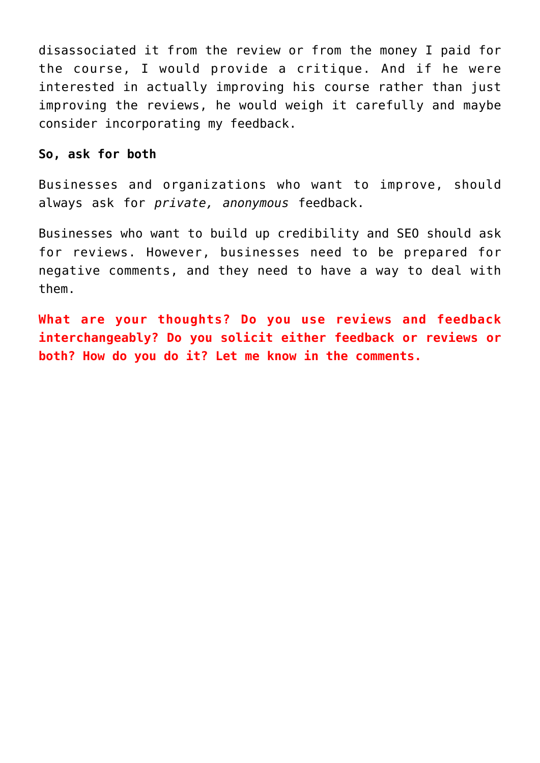disassociated it from the review or from the money I paid for the course, I would provide a critique. And if he were interested in actually improving his course rather than just improving the reviews, he would weigh it carefully and maybe consider incorporating my feedback.

**So, ask for both**

Businesses and organizations who want to improve, should always ask for *private, anonymous* feedback.

Businesses who want to build up credibility and SEO should ask for reviews. However, businesses need to be prepared for negative comments, and they need to have a way to deal with them.

**What are your thoughts? Do you use reviews and feedback interchangeably? Do you solicit either feedback or reviews or both? How do you do it? Let me know in the comments.**